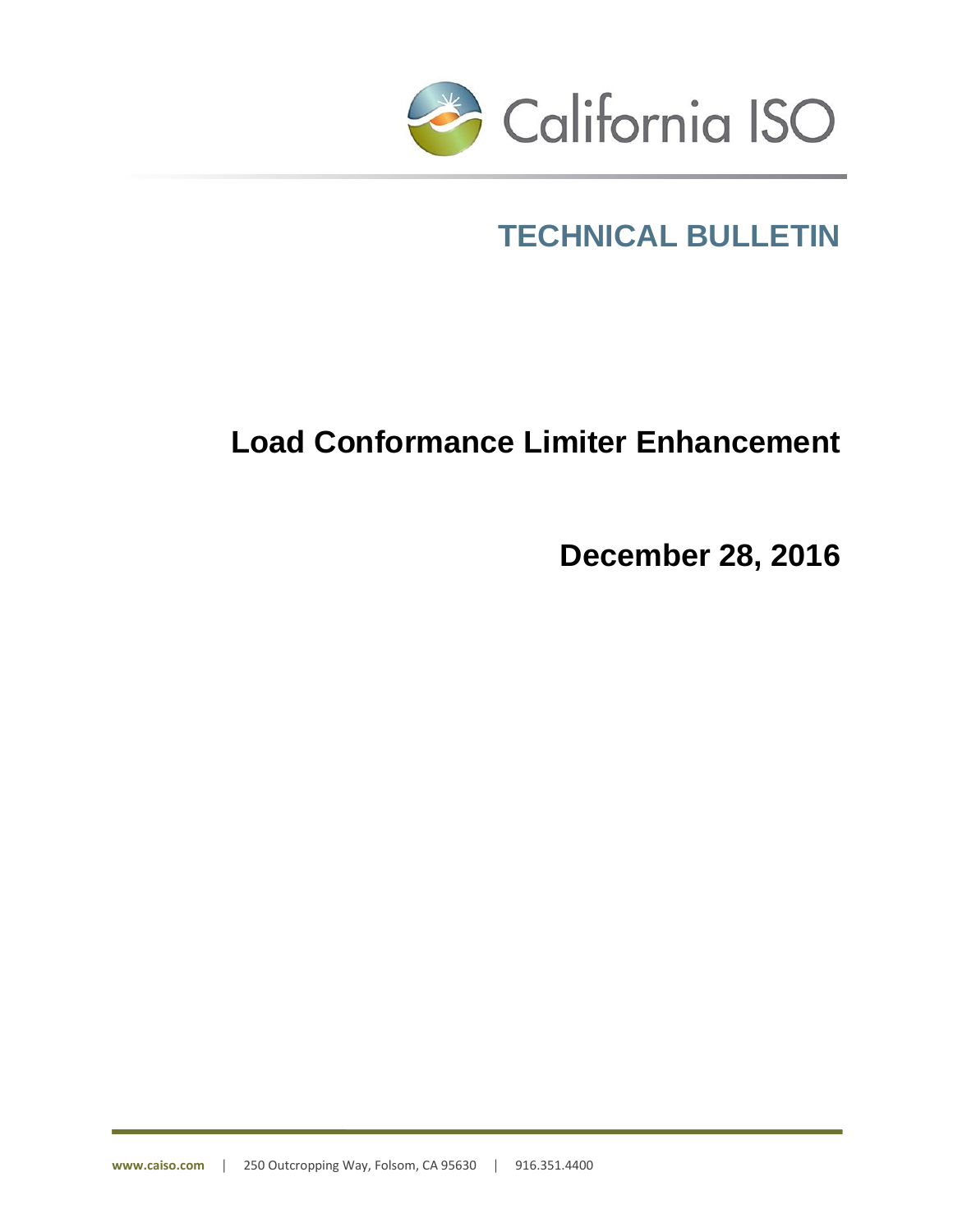California ISO

# TECHNICAL BULLETIN

## Load Conformance Limiter Enhancement

**December 28, 2016**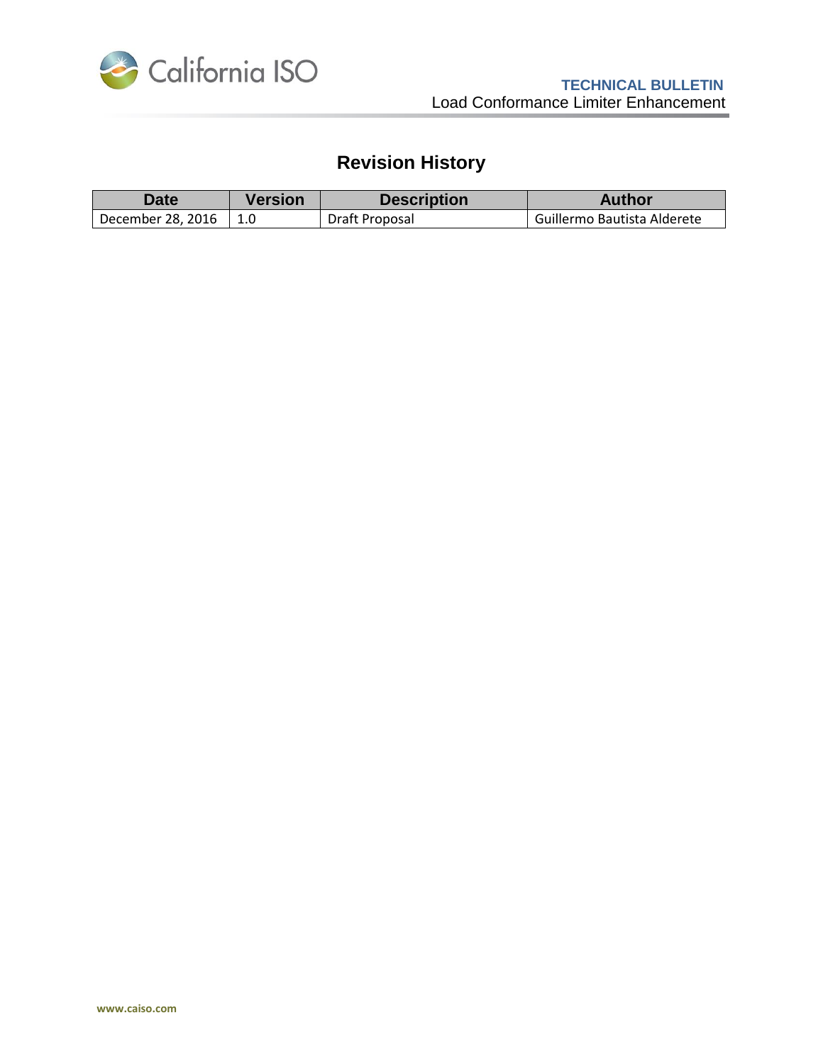## Revision History

| Date | Version | Description | Author |
|---|---|---|---|
| December 28, 2016 | 1.0 | Draft Proposal | Guillermo Bautista Alderete |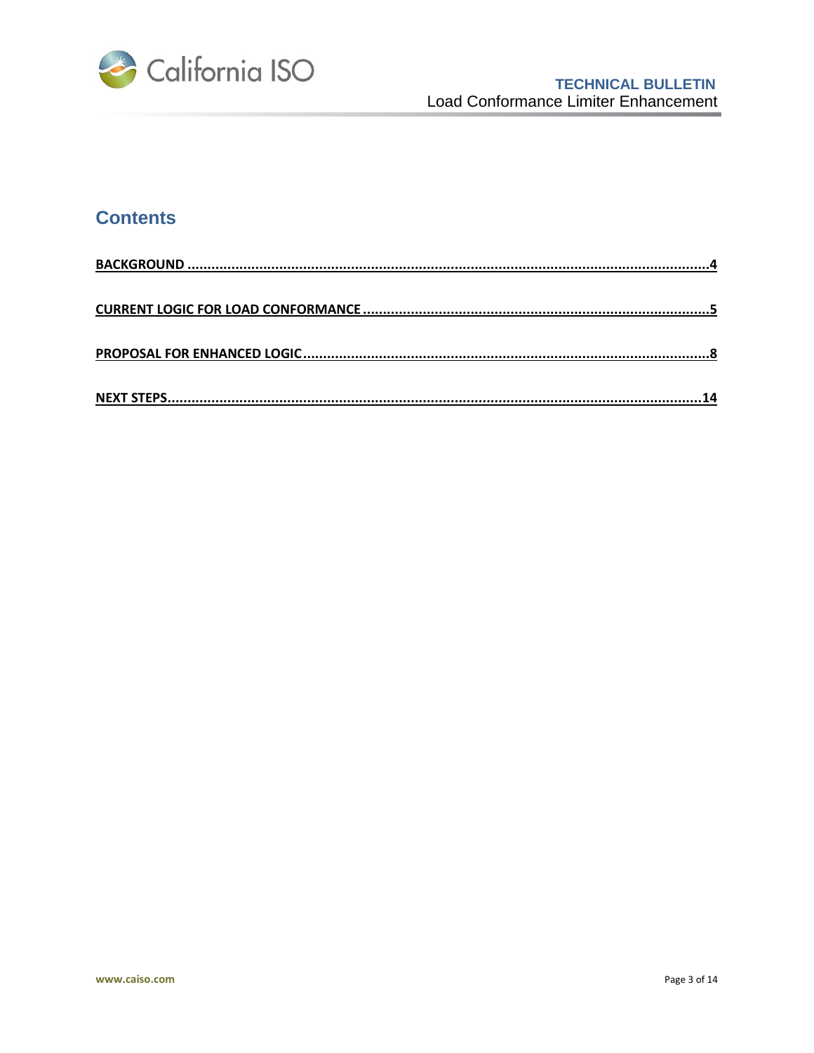## Contents

BACKGROUND ..................................................................................................................4

CURRENT LOGIC FOR LOAD CONFORMANCE ......................................................................5

PROPOSAL FOR ENHANCED LOGIC.....................................................................................8

NEXT STEPS....................................................................................................................14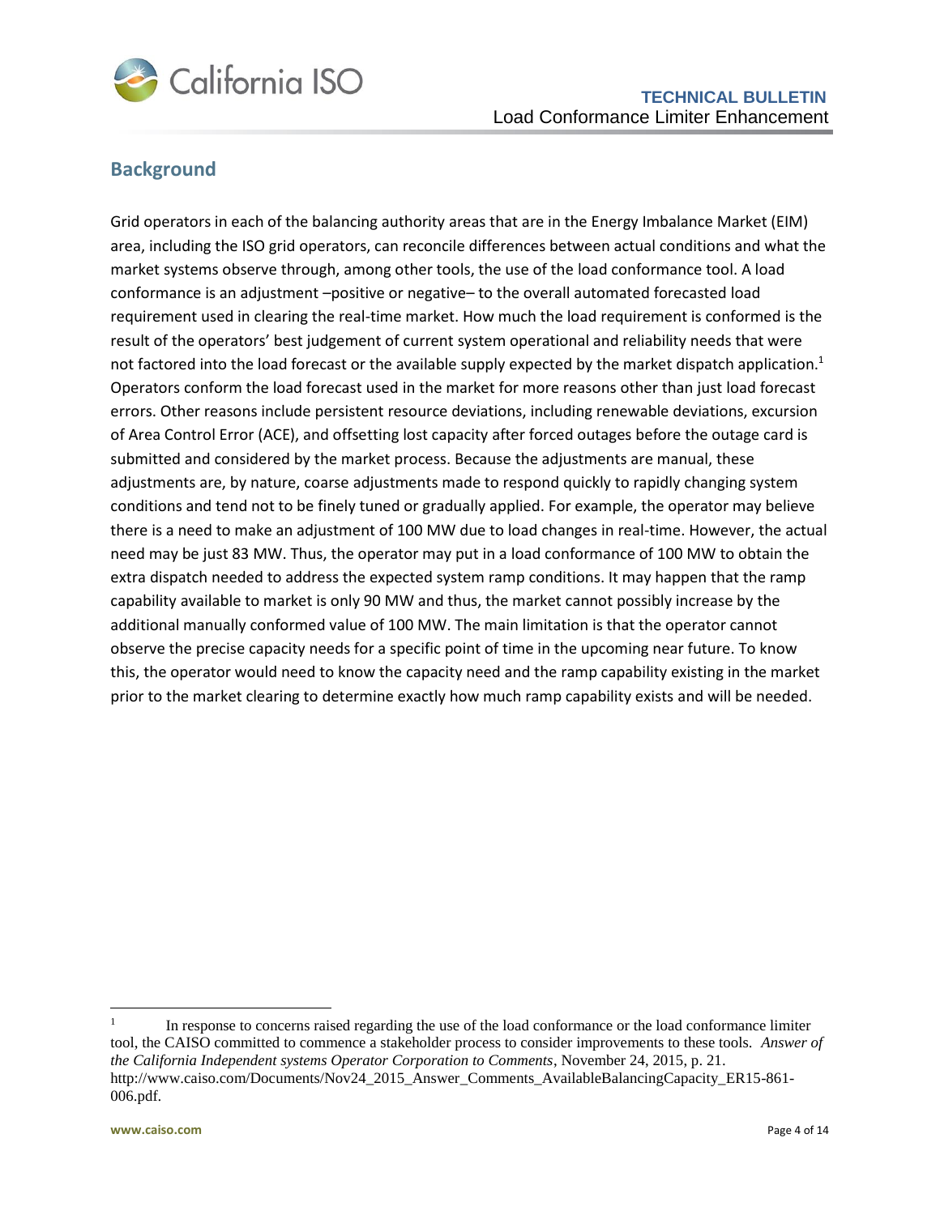## Background

Grid operators in each of the balancing authority areas that are in the Energy Imbalance Market (EIM) area, including the ISO grid operators, can reconcile differences between actual conditions and what the market systems observe through, among other tools, the use of the load conformance tool. A load conformance is an adjustment –positive or negative– to the overall automated forecasted load requirement used in clearing the real-time market. How much the load requirement is conformed is the result of the operators' best judgement of current system operational and reliability needs that were not factored into the load forecast or the available supply expected by the market dispatch application.[1] Operators conform the load forecast used in the market for more reasons other than just load forecast errors. Other reasons include persistent resource deviations, including renewable deviations, excursion of Area Control Error (ACE), and offsetting lost capacity after forced outages before the outage card is submitted and considered by the market process. Because the adjustments are manual, these adjustments are, by nature, coarse adjustments made to respond quickly to rapidly changing system conditions and tend not to be finely tuned or gradually applied. For example, the operator may believe there is a need to make an adjustment of 100 MW due to load changes in real-time. However, the actual need may be just 83 MW. Thus, the operator may put in a load conformance of 100 MW to obtain the extra dispatch needed to address the expected system ramp conditions. It may happen that the ramp capability available to market is only 90 MW and thus, the market cannot possibly increase by the additional manually conformed value of 100 MW. The main limitation is that the operator cannot observe the precise capacity needs for a specific point of time in the upcoming near future. To know this, the operator would need to know the capacity need and the ramp capability existing in the market prior to the market clearing to determine exactly how much ramp capability exists and will be needed.

---

[1] In response to concerns raised regarding the use of the load conformance or the load conformance limiter tool, the CAISO committed to commence a stakeholder process to consider improvements to these tools. *Answer of the California Independent systems Operator Corporation to Comments*, November 24, 2015, p. 21. http://www.caiso.com/Documents/Nov24_2015_Answer_Comments_AvailableBalancingCapacity_ER15-861-006.pdf.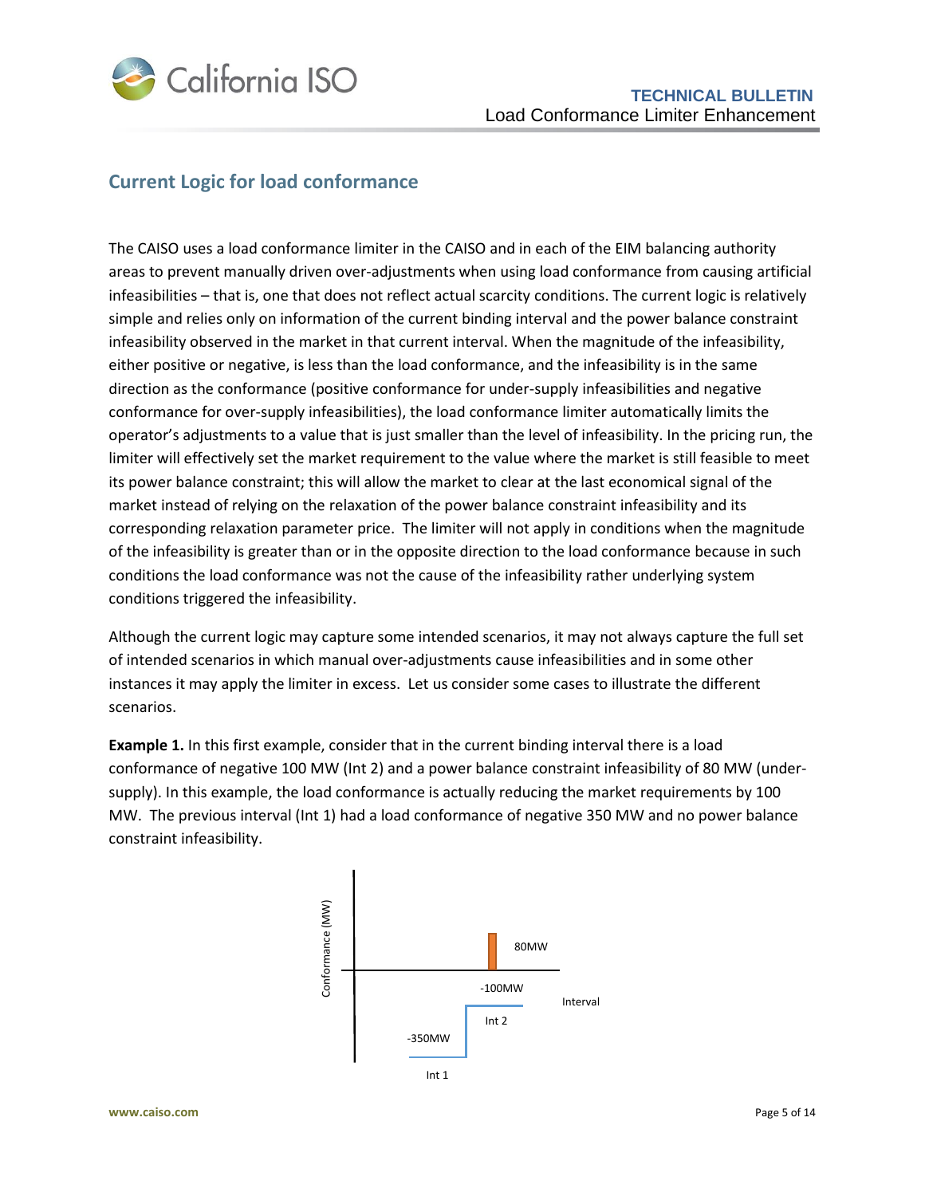## Current Logic for load conformance

The CAISO uses a load conformance limiter in the CAISO and in each of the EIM balancing authority areas to prevent manually driven over-adjustments when using load conformance from causing artificial infeasibilities – that is, one that does not reflect actual scarcity conditions. The current logic is relatively simple and relies only on information of the current binding interval and the power balance constraint infeasibility observed in the market in that current interval. When the magnitude of the infeasibility, either positive or negative, is less than the load conformance, and the infeasibility is in the same direction as the conformance (positive conformance for under-supply infeasibilities and negative conformance for over-supply infeasibilities), the load conformance limiter automatically limits the operator's adjustments to a value that is just smaller than the level of infeasibility. In the pricing run, the limiter will effectively set the market requirement to the value where the market is still feasible to meet its power balance constraint; this will allow the market to clear at the last economical signal of the market instead of relying on the relaxation of the power balance constraint infeasibility and its corresponding relaxation parameter price. The limiter will not apply in conditions when the magnitude of the infeasibility is greater than or in the opposite direction to the load conformance because in such conditions the load conformance was not the cause of the infeasibility rather underlying system conditions triggered the infeasibility.

Although the current logic may capture some intended scenarios, it may not always capture the full set of intended scenarios in which manual over-adjustments cause infeasibilities and in some other instances it may apply the limiter in excess. Let us consider some cases to illustrate the different scenarios.

**Example 1.** In this first example, consider that in the current binding interval there is a load conformance of negative 100 MW (Int 2) and a power balance constraint infeasibility of 80 MW (under-supply). In this example, the load conformance is actually reducing the market requirements by 100 MW. The previous interval (Int 1) had a load conformance of negative 350 MW and no power balance constraint infeasibility.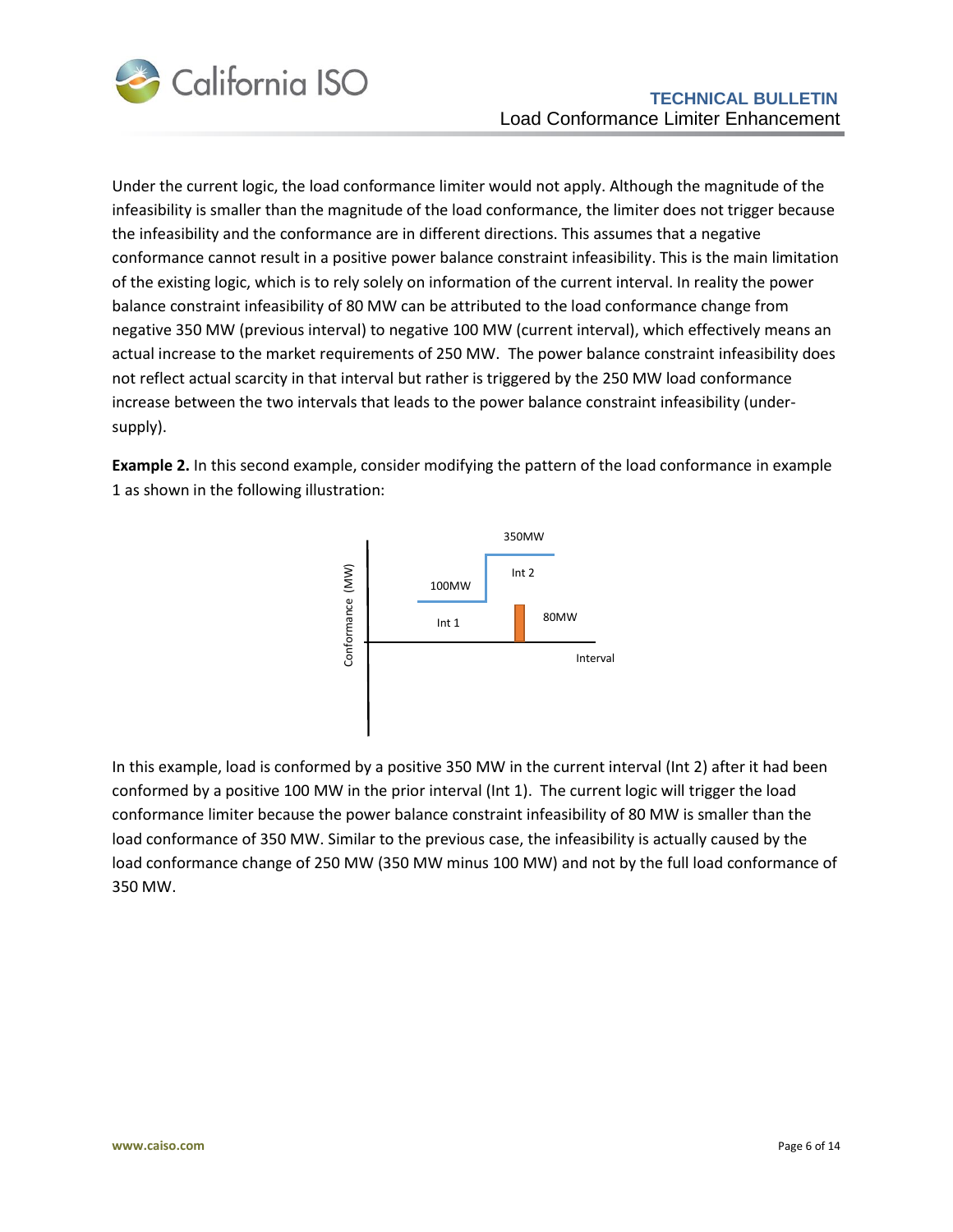Under the current logic, the load conformance limiter would not apply. Although the magnitude of the infeasibility is smaller than the magnitude of the load conformance, the limiter does not trigger because the infeasibility and the conformance are in different directions. This assumes that a negative conformance cannot result in a positive power balance constraint infeasibility. This is the main limitation of the existing logic, which is to rely solely on information of the current interval. In reality the power balance constraint infeasibility of 80 MW can be attributed to the load conformance change from negative 350 MW (previous interval) to negative 100 MW (current interval), which effectively means an actual increase to the market requirements of 250 MW. The power balance constraint infeasibility does not reflect actual scarcity in that interval but rather is triggered by the 250 MW load conformance increase between the two intervals that leads to the power balance constraint infeasibility (under-supply).

**Example 2.** In this second example, consider modifying the pattern of the load conformance in example 1 as shown in the following illustration:

In this example, load is conformed by a positive 350 MW in the current interval (Int 2) after it had been conformed by a positive 100 MW in the prior interval (Int 1). The current logic will trigger the load conformance limiter because the power balance constraint infeasibility of 80 MW is smaller than the load conformance of 350 MW. Similar to the previous case, the infeasibility is actually caused by the load conformance change of 250 MW (350 MW minus 100 MW) and not by the full load conformance of 350 MW.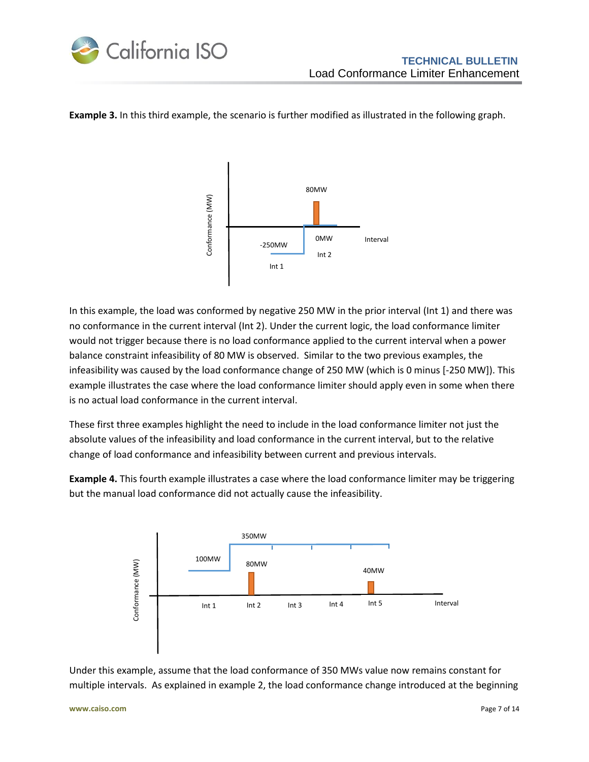**Example 3.** In this third example, the scenario is further modified as illustrated in the following graph.

In this example, the load was conformed by negative 250 MW in the prior interval (Int 1) and there was no conformance in the current interval (Int 2). Under the current logic, the load conformance limiter would not trigger because there is no load conformance applied to the current interval when a power balance constraint infeasibility of 80 MW is observed. Similar to the two previous examples, the infeasibility was caused by the load conformance change of 250 MW (which is 0 minus [-250 MW]). This example illustrates the case where the load conformance limiter should apply even in some when there is no actual load conformance in the current interval.

These first three examples highlight the need to include in the load conformance limiter not just the absolute values of the infeasibility and load conformance in the current interval, but to the relative change of load conformance and infeasibility between current and previous intervals.

**Example 4.** This fourth example illustrates a case where the load conformance limiter may be triggering but the manual load conformance did not actually cause the infeasibility.

Under this example, assume that the load conformance of 350 MWs value now remains constant for multiple intervals. As explained in example 2, the load conformance change introduced at the beginning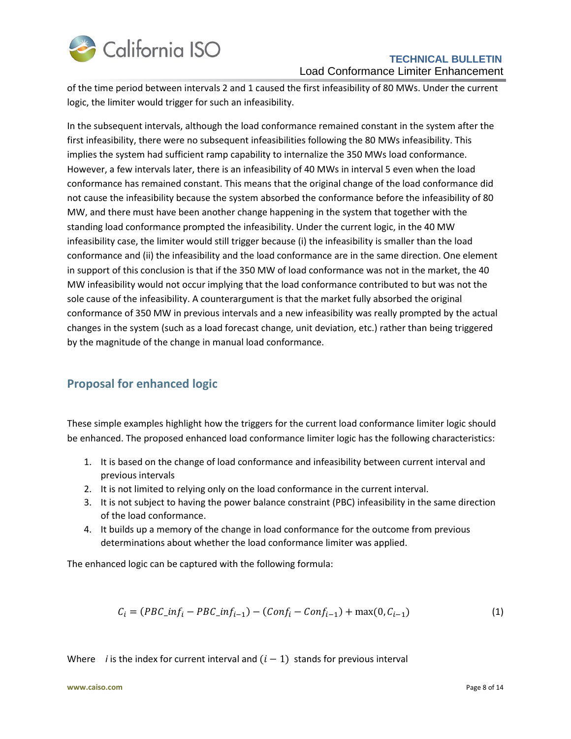of the time period between intervals 2 and 1 caused the first infeasibility of 80 MWs. Under the current logic, the limiter would trigger for such an infeasibility.

In the subsequent intervals, although the load conformance remained constant in the system after the first infeasibility, there were no subsequent infeasibilities following the 80 MWs infeasibility. This implies the system had sufficient ramp capability to internalize the 350 MWs load conformance. However, a few intervals later, there is an infeasibility of 40 MWs in interval 5 even when the load conformance has remained constant. This means that the original change of the load conformance did not cause the infeasibility because the system absorbed the conformance before the infeasibility of 80 MW, and there must have been another change happening in the system that together with the standing load conformance prompted the infeasibility. Under the current logic, in the 40 MW infeasibility case, the limiter would still trigger because (i) the infeasibility is smaller than the load conformance and (ii) the infeasibility and the load conformance are in the same direction. One element in support of this conclusion is that if the 350 MW of load conformance was not in the market, the 40 MW infeasibility would not occur implying that the load conformance contributed to but was not the sole cause of the infeasibility. A counterargument is that the market fully absorbed the original conformance of 350 MW in previous intervals and a new infeasibility was really prompted by the actual changes in the system (such as a load forecast change, unit deviation, etc.) rather than being triggered by the magnitude of the change in manual load conformance.

## Proposal for enhanced logic

These simple examples highlight how the triggers for the current load conformance limiter logic should be enhanced. The proposed enhanced load conformance limiter logic has the following characteristics:

1. It is based on the change of load conformance and infeasibility between current interval and previous intervals
2. It is not limited to relying only on the load conformance in the current interval.
3. It is not subject to having the power balance constraint (PBC) infeasibility in the same direction of the load conformance.
4. It builds up a memory of the change in load conformance for the outcome from previous determinations about whether the load conformance limiter was applied.

The enhanced logic can be captured with the following formula:

$$C_i = (PBC\_inf_i - PBC\_inf_{i-1}) - (Conf_i - Conf_{i-1}) + \max(0, C_{i-1}) \tag{1}$$

Where $i$ is the index for current interval and $(i-1)$ stands for previous interval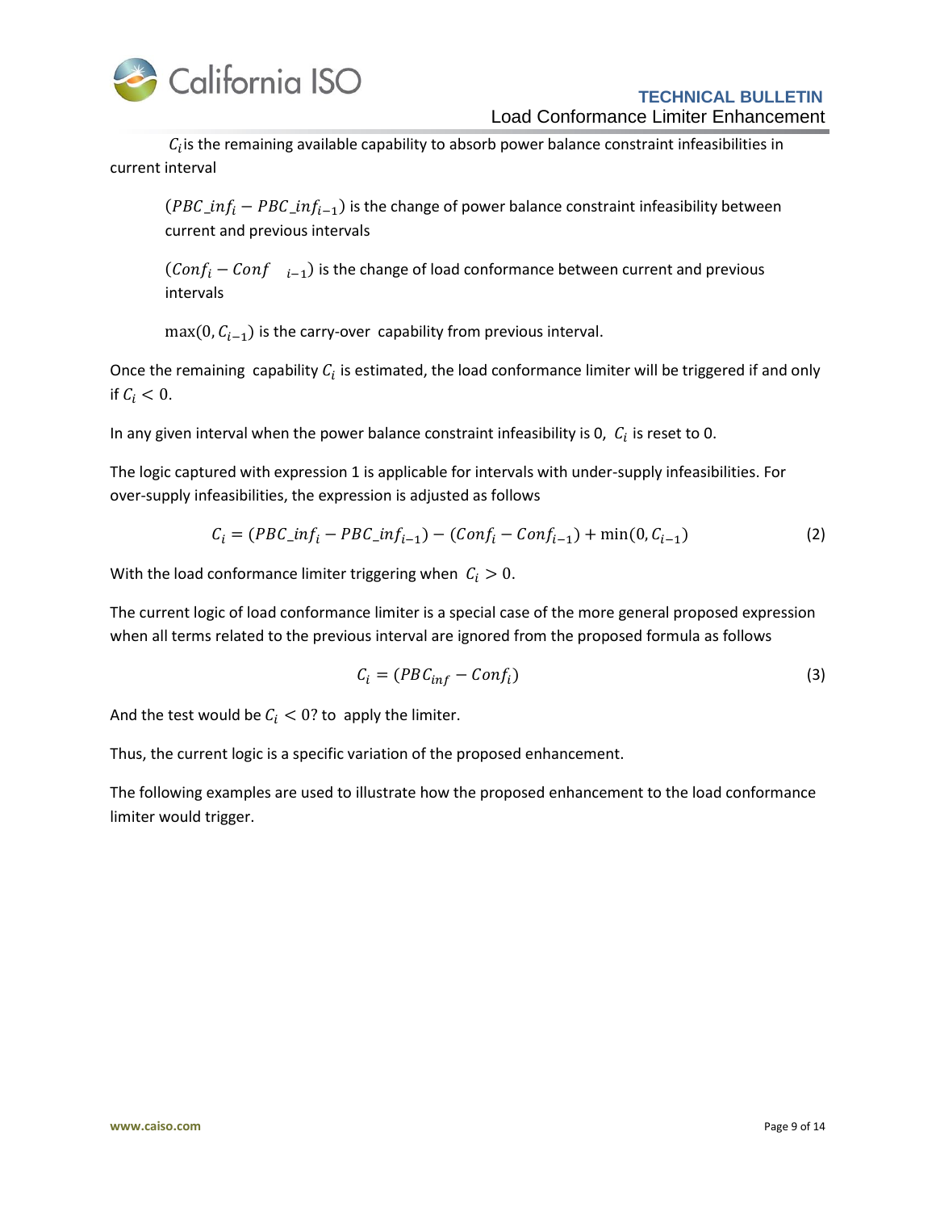$C_i$ is the remaining available capability to absorb power balance constraint infeasibilities in current interval

$(PBC\_inf_i - PBC\_inf_{i-1})$ is the change of power balance constraint infeasibility between current and previous intervals

$(Conf_i - Conf_{i-1})$ is the change of load conformance between current and previous intervals

$\max(0, C_{i-1})$ is the carry-over capability from previous interval.

Once the remaining capability $C_i$ is estimated, the load conformance limiter will be triggered if and only if $C_i < 0$.

In any given interval when the power balance constraint infeasibility is 0, $C_i$ is reset to 0.

The logic captured with expression 1 is applicable for intervals with under-supply infeasibilities. For over-supply infeasibilities, the expression is adjusted as follows

$$C_i = (PBC\_inf_i - PBC\_inf_{i-1}) - (Conf_i - Conf_{i-1}) + \min(0, C_{i-1}) \tag{2}$$

With the load conformance limiter triggering when $C_i > 0$.

The current logic of load conformance limiter is a special case of the more general proposed expression when all terms related to the previous interval are ignored from the proposed formula as follows

$$C_i = (PBC_{inf} - Conf_i) \tag{3}$$

And the test would be $C_i < 0$? to apply the limiter.

Thus, the current logic is a specific variation of the proposed enhancement.

The following examples are used to illustrate how the proposed enhancement to the load conformance limiter would trigger.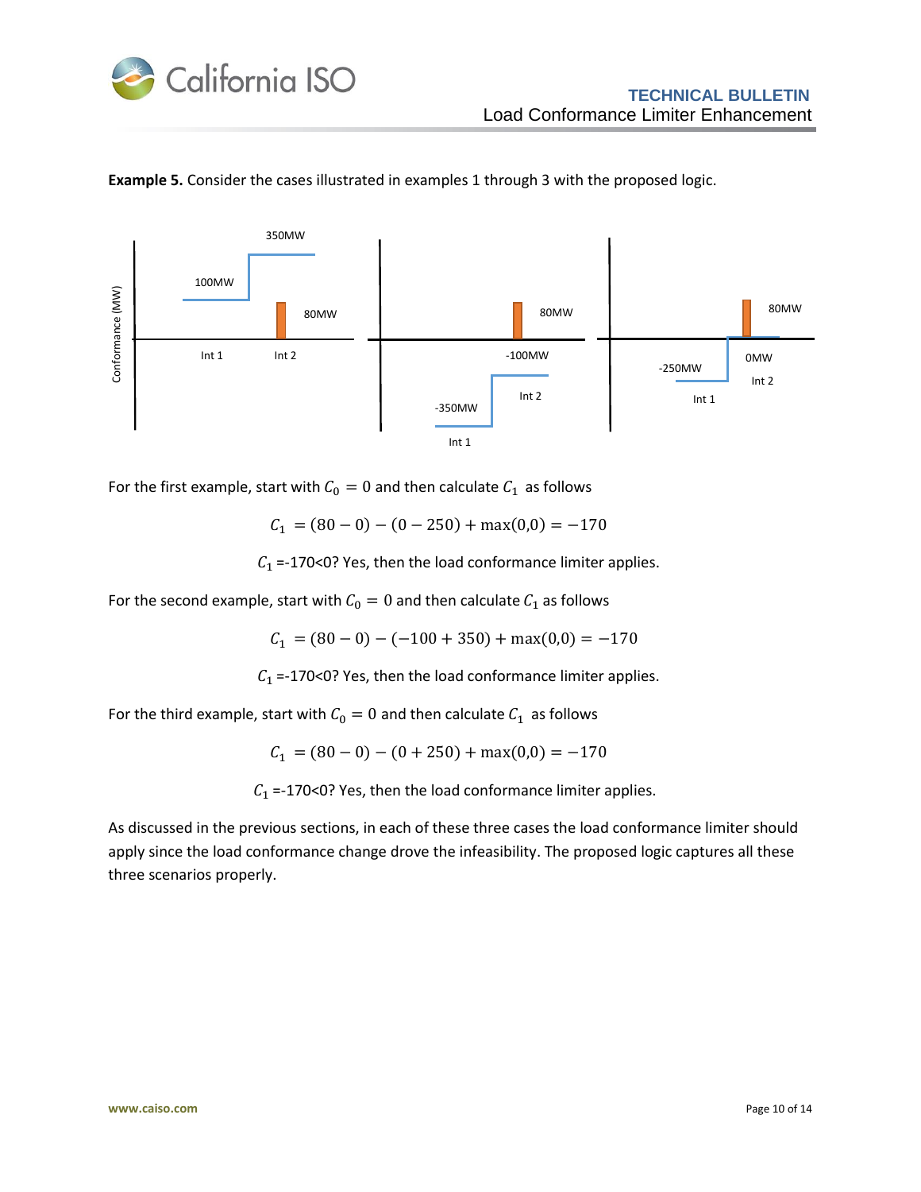**Example 5.** Consider the cases illustrated in examples 1 through 3 with the proposed logic.

For the first example, start with $C_0 = 0$ and then calculate $C_1$ as follows

$$C_1 = (80 - 0) - (0 - 250) + \max(0,0) = -170$$

$C_1$ =-170<0? Yes, then the load conformance limiter applies.

For the second example, start with $C_0 = 0$ and then calculate $C_1$ as follows

$$C_1 = (80 - 0) - (-100 + 350) + \max(0,0) = -170$$

$C_1$ =-170<0? Yes, then the load conformance limiter applies.

For the third example, start with $C_0 = 0$ and then calculate $C_1$ as follows

$$C_1 = (80 - 0) - (0 + 250) + \max(0,0) = -170$$

$C_1$ =-170<0? Yes, then the load conformance limiter applies.

As discussed in the previous sections, in each of these three cases the load conformance limiter should apply since the load conformance change drove the infeasibility. The proposed logic captures all these three scenarios properly.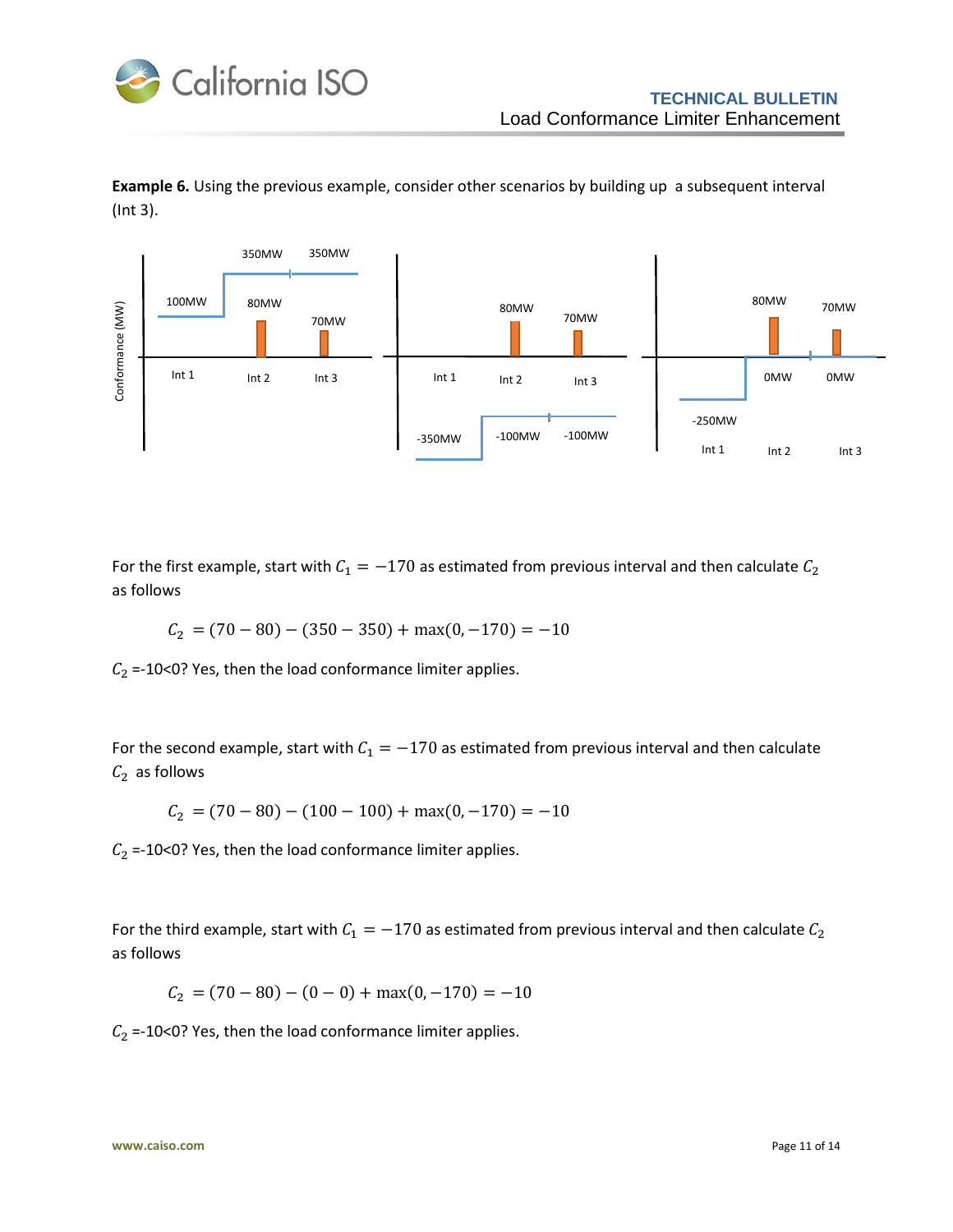**Example 6.** Using the previous example, consider other scenarios by building up a subsequent interval (Int 3).

For the first example, start with $C_1 = -170$ as estimated from previous interval and then calculate $C_2$ as follows

$$C_2 = (70 - 80) - (350 - 350) + \max(0, -170) = -10$$

$C_2$ =-10<0? Yes, then the load conformance limiter applies.

For the second example, start with $C_1 = -170$ as estimated from previous interval and then calculate $C_2$ as follows

$$C_2 = (70 - 80) - (100 - 100) + \max(0, -170) = -10$$

$C_2$ =-10<0? Yes, then the load conformance limiter applies.

For the third example, start with $C_1 = -170$ as estimated from previous interval and then calculate $C_2$ as follows

$$C_2 = (70 - 80) - (0 - 0) + \max(0, -170) = -10$$

$C_2$ =-10<0? Yes, then the load conformance limiter applies.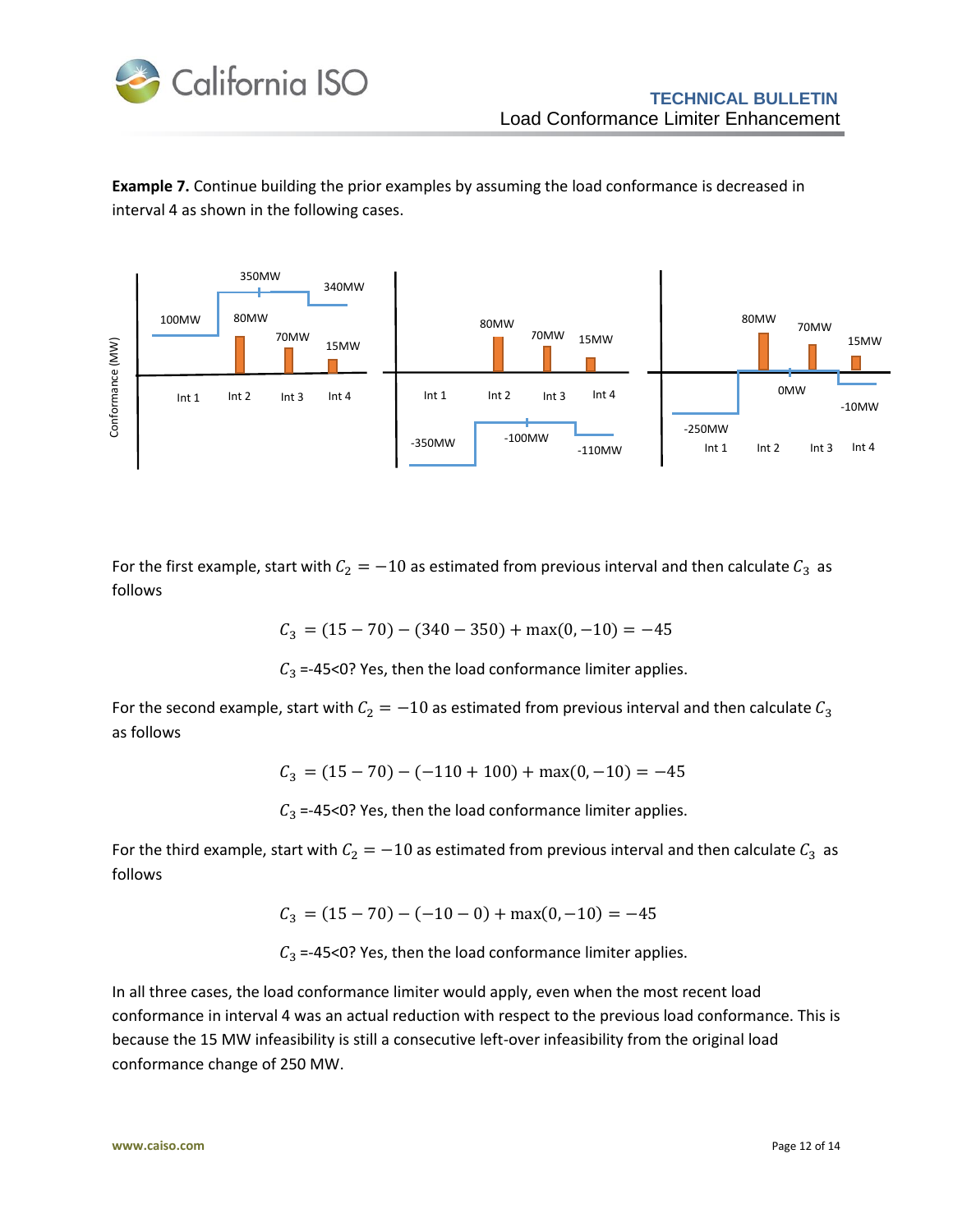**Example 7.** Continue building the prior examples by assuming the load conformance is decreased in interval 4 as shown in the following cases.

For the first example, start with $C_2 = -10$ as estimated from previous interval and then calculate $C_3$ as follows

$$C_3 = (15 - 70) - (340 - 350) + \max(0, -10) = -45$$

$C_3$ =-45<0? Yes, then the load conformance limiter applies.

For the second example, start with $C_2 = -10$ as estimated from previous interval and then calculate $C_3$ as follows

$$C_3 = (15 - 70) - (-110 + 100) + \max(0, -10) = -45$$

$C_3$ =-45<0? Yes, then the load conformance limiter applies.

For the third example, start with $C_2 = -10$ as estimated from previous interval and then calculate $C_3$ as follows

$$C_3 = (15 - 70) - (-10 - 0) + \max(0, -10) = -45$$

$C_3$ =-45<0? Yes, then the load conformance limiter applies.

In all three cases, the load conformance limiter would apply, even when the most recent load conformance in interval 4 was an actual reduction with respect to the previous load conformance. This is because the 15 MW infeasibility is still a consecutive left-over infeasibility from the original load conformance change of 250 MW.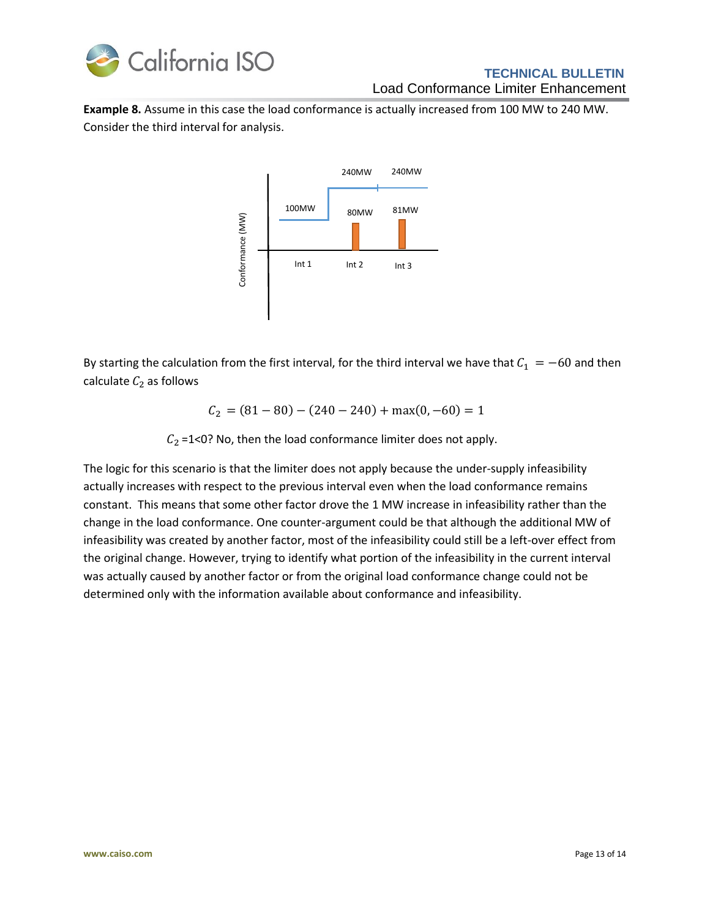**Example 8.** Assume in this case the load conformance is actually increased from 100 MW to 240 MW. Consider the third interval for analysis.

By starting the calculation from the first interval, for the third interval we have that $C_1 = -60$ and then calculate $C_2$ as follows

$$C_2 = (81 - 80) - (240 - 240) + \max(0, -60) = 1$$

$C_2$ =1<0? No, then the load conformance limiter does not apply.

The logic for this scenario is that the limiter does not apply because the under-supply infeasibility actually increases with respect to the previous interval even when the load conformance remains constant. This means that some other factor drove the 1 MW increase in infeasibility rather than the change in the load conformance. One counter-argument could be that although the additional MW of infeasibility was created by another factor, most of the infeasibility could still be a left-over effect from the original change. However, trying to identify what portion of the infeasibility in the current interval was actually caused by another factor or from the original load conformance change could not be determined only with the information available about conformance and infeasibility.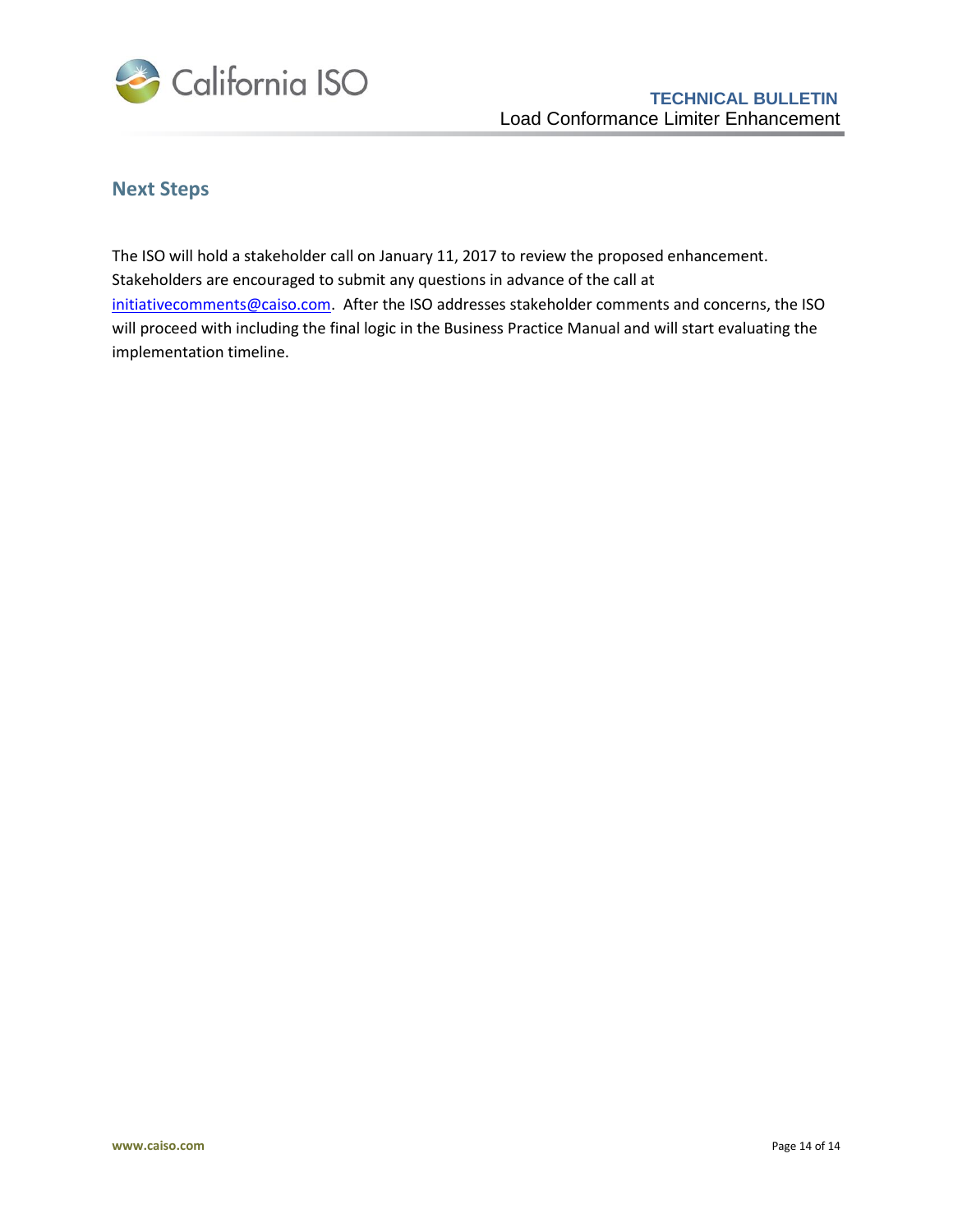## Next Steps

The ISO will hold a stakeholder call on January 11, 2017 to review the proposed enhancement. Stakeholders are encouraged to submit any questions in advance of the call at initiativecomments@caiso.com. After the ISO addresses stakeholder comments and concerns, the ISO will proceed with including the final logic in the Business Practice Manual and will start evaluating the implementation timeline.